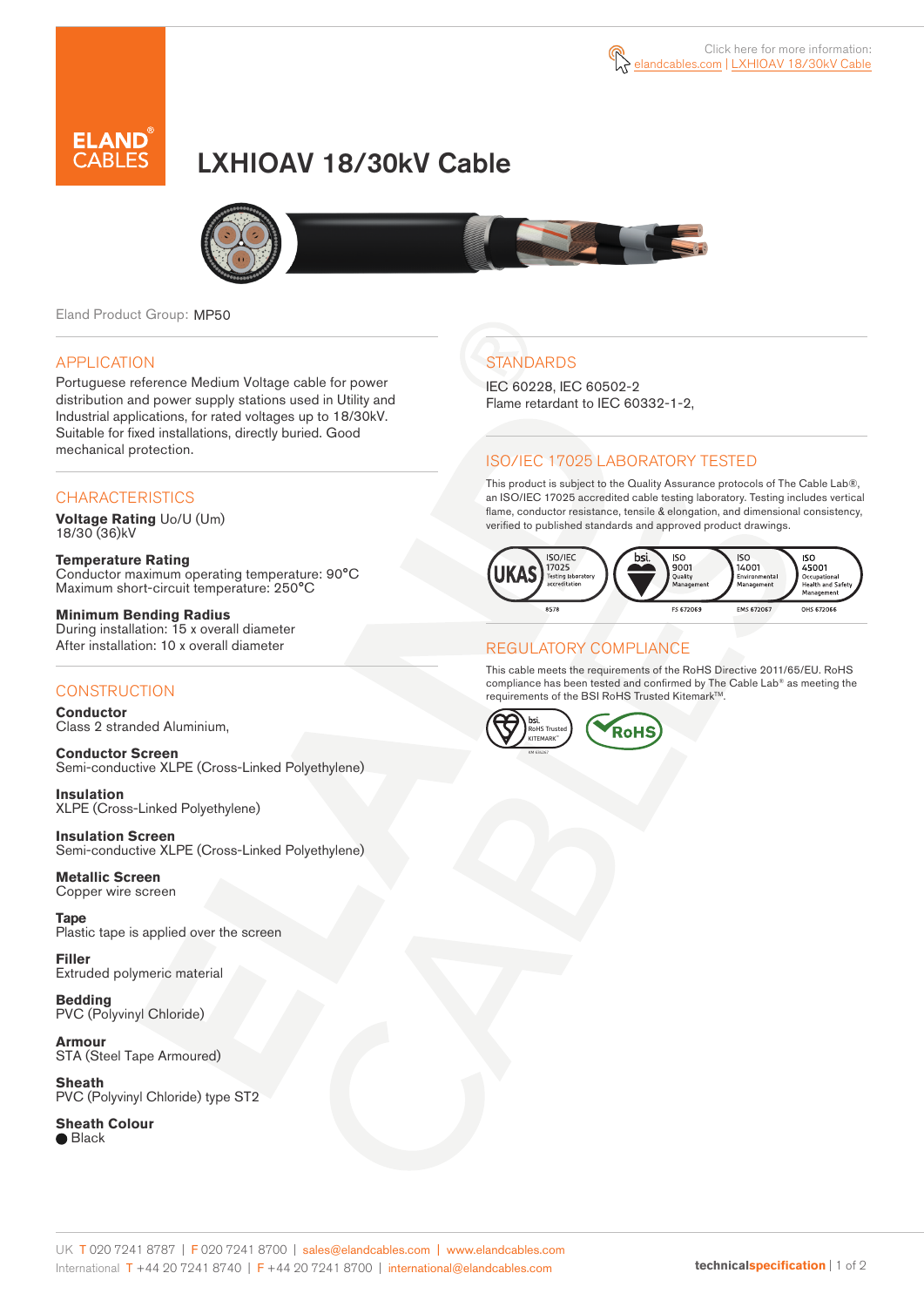Click here for more information: elandcables.com | LXHIOAV 18/30kV Cable

# LXHIOAV 18/30kV Cable

Eland Product Group: MP50

## APPLICATION

Portuguese reference Medium Voltage cable for power distribution and power supply stations used in Utility and Industrial applications, for rated voltages up to 18/30kV. Suitable for fixed installations, directly buried. Good mechanical protection.

## CHARACTERISTICS

**Voltage Rating** Uo/U (Um)
18/30 (36)kV

**Temperature Rating**
Conductor maximum operating temperature: 90°C
Maximum short-circuit temperature: 250°C

**Minimum Bending Radius**
During installation: 15 x overall diameter
After installation: 10 x overall diameter

## CONSTRUCTION

**Conductor**
Class 2 stranded Aluminium,

**Conductor Screen**
Semi-conductive XLPE (Cross-Linked Polyethylene)

**Insulation**
XLPE (Cross-Linked Polyethylene)

**Insulation Screen**
Semi-conductive XLPE (Cross-Linked Polyethylene)

**Metallic Screen**
Copper wire screen

**Tape**
Plastic tape is applied over the screen

**Filler**
Extruded polymeric material

**Bedding**
PVC (Polyvinyl Chloride)

**Armour**
STA (Steel Tape Armoured)

**Sheath**
PVC (Polyvinyl Chloride) type ST2

**Sheath Colour**
● Black

## STANDARDS

IEC 60228, IEC 60502-2
Flame retardant to IEC 60332-1-2,

## ISO/IEC 17025 LABORATORY TESTED

This product is subject to the Quality Assurance protocols of The Cable Lab®, an ISO/IEC 17025 accredited cable testing laboratory. Testing includes vertical flame, conductor resistance, tensile & elongation, and dimensional consistency, verified to published standards and approved product drawings.

UKAS ISO/IEC 17025 Testing laboratory accreditation 8578 | bsi. ISO 9001 Quality Management FS 672069 | ISO 14001 Environmental Management EMS 672067 | ISO 45001 Occupational Health and Safety Management OHS 672066

## REGULATORY COMPLIANCE

This cable meets the requirements of the RoHS Directive 2011/65/EU. RoHS compliance has been tested and confirmed by The Cable Lab® as meeting the requirements of the BSI RoHS Trusted Kitemark™.

bsi. RoHS Trusted KITEMARK™ | RoHS

UK T 020 7241 8787 | F 020 7241 8700 | sales@elandcables.com | www.elandcables.com
International T +44 20 7241 8740 | F +44 20 7241 8700 | international@elandcables.com

technicalspecification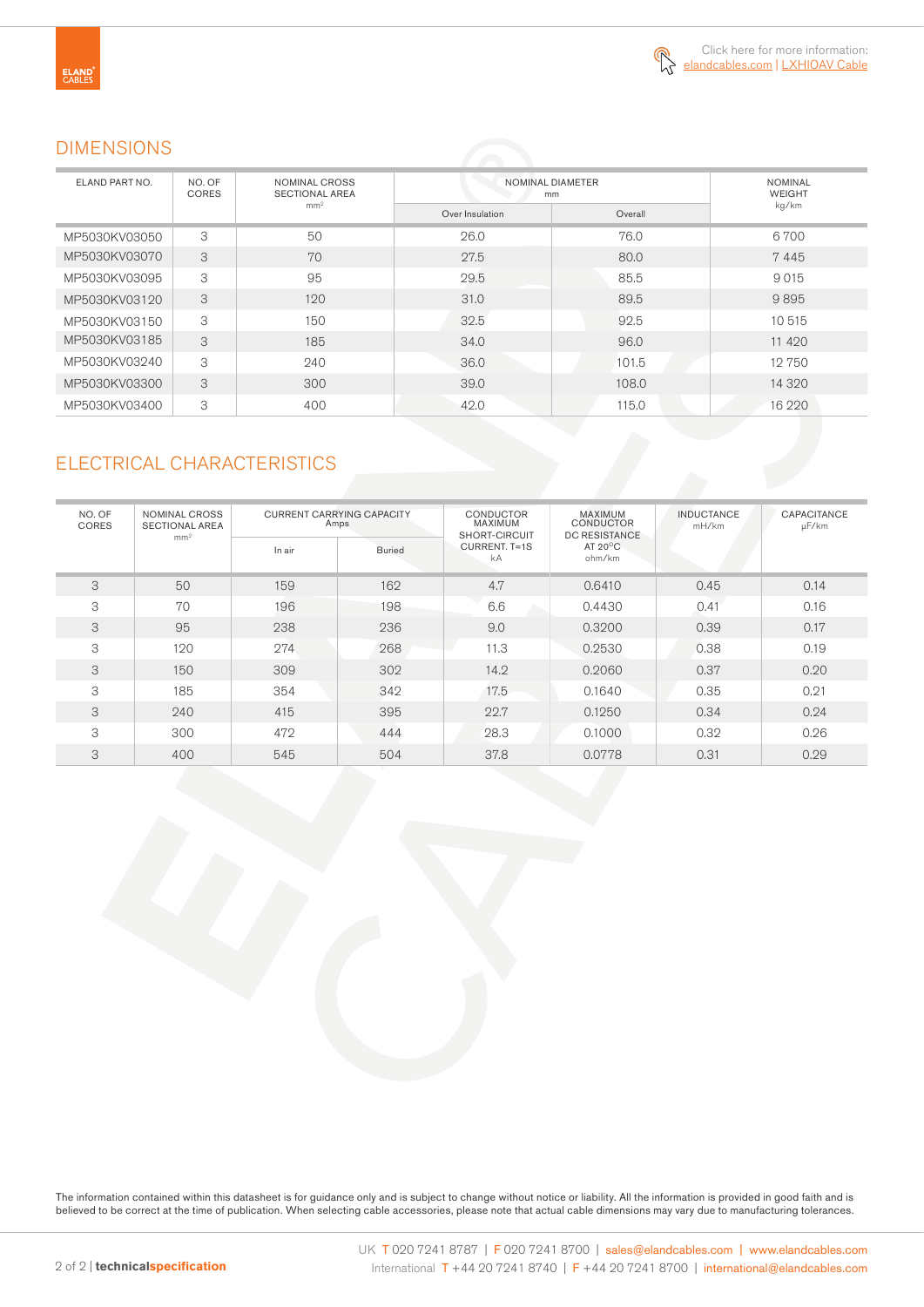Click here for more information: elandcables.com | LXHIOAV Cable

## DIMENSIONS

| ELAND PART NO. | NO. OF CORES | NOMINAL CROSS SECTIONAL AREA mm² | NOMINAL DIAMETER mm | | NOMINAL WEIGHT kg/km |
|---|---|---|---|---|---|
| | | | Over Insulation | Overall | |
| MP5030KV03050 | 3 | 50 | 26.0 | 76.0 | 6 700 |
| MP5030KV03070 | 3 | 70 | 27.5 | 80.0 | 7 445 |
| MP5030KV03095 | 3 | 95 | 29.5 | 85.5 | 9 015 |
| MP5030KV03120 | 3 | 120 | 31.0 | 89.5 | 9 895 |
| MP5030KV03150 | 3 | 150 | 32.5 | 92.5 | 10 515 |
| MP5030KV03185 | 3 | 185 | 34.0 | 96.0 | 11 420 |
| MP5030KV03240 | 3 | 240 | 36.0 | 101.5 | 12 750 |
| MP5030KV03300 | 3 | 300 | 39.0 | 108.0 | 14 320 |
| MP5030KV03400 | 3 | 400 | 42.0 | 115.0 | 16 220 |

## ELECTRICAL CHARACTERISTICS

| NO. OF CORES | NOMINAL CROSS SECTIONAL AREA mm² | CURRENT CARRYING CAPACITY Amps | | CONDUCTOR MAXIMUM SHORT-CIRCUIT CURRENT. T=1S kA | MAXIMUM CONDUCTOR DC RESISTANCE AT 20°C ohm/km | INDUCTANCE mH/km | CAPACITANCE µF/km |
|---|---|---|---|---|---|---|---|
| | | In air | Buried | | | | |
| 3 | 50 | 159 | 162 | 4.7 | 0.6410 | 0.45 | 0.14 |
| 3 | 70 | 196 | 198 | 6.6 | 0.4430 | 0.41 | 0.16 |
| 3 | 95 | 238 | 236 | 9.0 | 0.3200 | 0.39 | 0.17 |
| 3 | 120 | 274 | 268 | 11.3 | 0.2530 | 0.38 | 0.19 |
| 3 | 150 | 309 | 302 | 14.2 | 0.2060 | 0.37 | 0.20 |
| 3 | 185 | 354 | 342 | 17.5 | 0.1640 | 0.35 | 0.21 |
| 3 | 240 | 415 | 395 | 22.7 | 0.1250 | 0.34 | 0.24 |
| 3 | 300 | 472 | 444 | 28.3 | 0.1000 | 0.32 | 0.26 |
| 3 | 400 | 545 | 504 | 37.8 | 0.0778 | 0.31 | 0.29 |

The information contained within this datasheet is for guidance only and is subject to change without notice or liability. All the information is provided in good faith and is believed to be correct at the time of publication. When selecting cable accessories, please note that actual cable dimensions may vary due to manufacturing tolerances.

UK T 020 7241 8787 | F 020 7241 8700 | sales@elandcables.com | www.elandcables.com
International T +44 20 7241 8740 | F +44 20 7241 8700 | international@elandcables.com